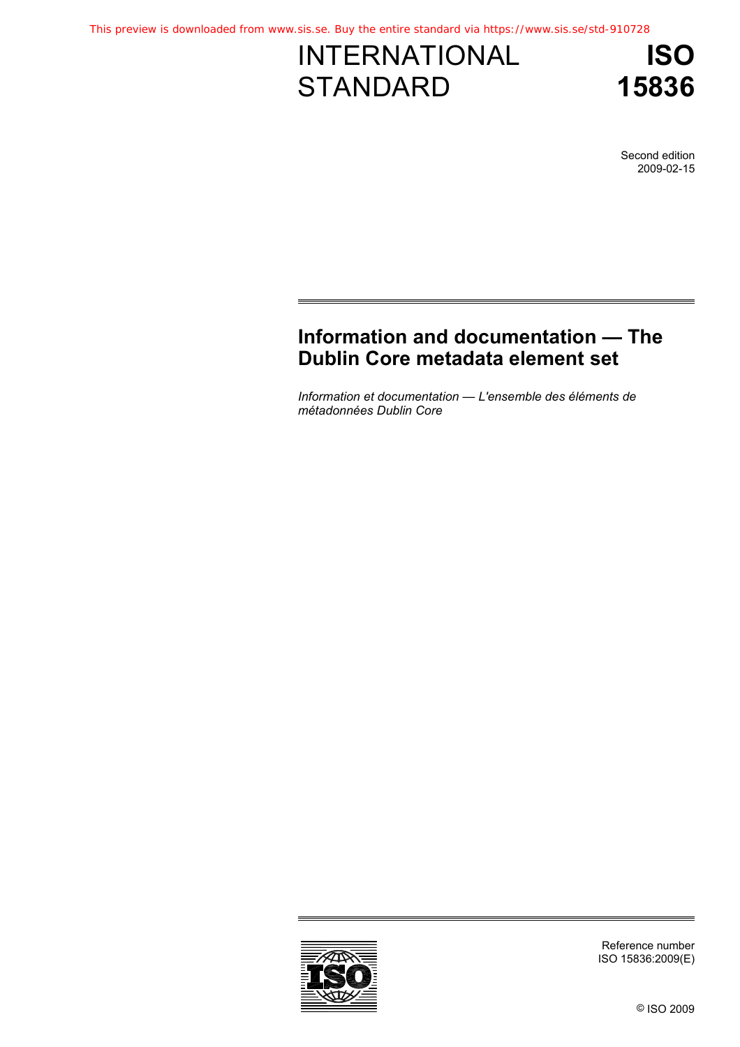This preview is downloaded from www.sis.se. Buy the entire standard via https://www.sis.se/std-910728

# INTERNATIONAL STANDARD

# ISO 15836

Second edition
2009-02-15

## Information and documentation — The Dublin Core metadata element set

*Information et documentation — L'ensemble des éléments de métadonnées Dublin Core*

Reference number
ISO 15836:2009(E)

© ISO 2009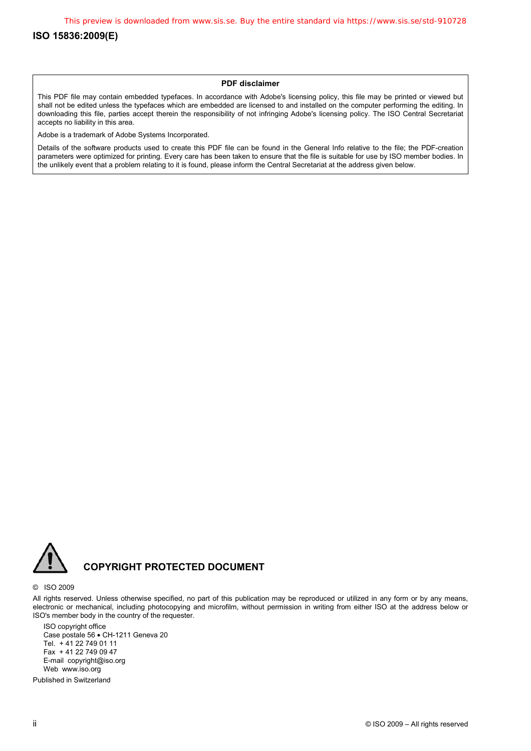**PDF disclaimer**

This PDF file may contain embedded typefaces. In accordance with Adobe's licensing policy, this file may be printed or viewed but shall not be edited unless the typefaces which are embedded are licensed to and installed on the computer performing the editing. In downloading this file, parties accept therein the responsibility of not infringing Adobe's licensing policy. The ISO Central Secretariat accepts no liability in this area.

Adobe is a trademark of Adobe Systems Incorporated.

Details of the software products used to create this PDF file can be found in the General Info relative to the file; the PDF-creation parameters were optimized for printing. Every care has been taken to ensure that the file is suitable for use by ISO member bodies. In the unlikely event that a problem relating to it is found, please inform the Central Secretariat at the address given below.

**COPYRIGHT PROTECTED DOCUMENT**

© ISO 2009

All rights reserved. Unless otherwise specified, no part of this publication may be reproduced or utilized in any form or by any means, electronic or mechanical, including photocopying and microfilm, without permission in writing from either ISO at the address below or ISO's member body in the country of the requester.

ISO copyright office
Case postale 56 • CH-1211 Geneva 20
Tel. + 41 22 749 01 11
Fax + 41 22 749 09 47
E-mail copyright@iso.org
Web www.iso.org

Published in Switzerland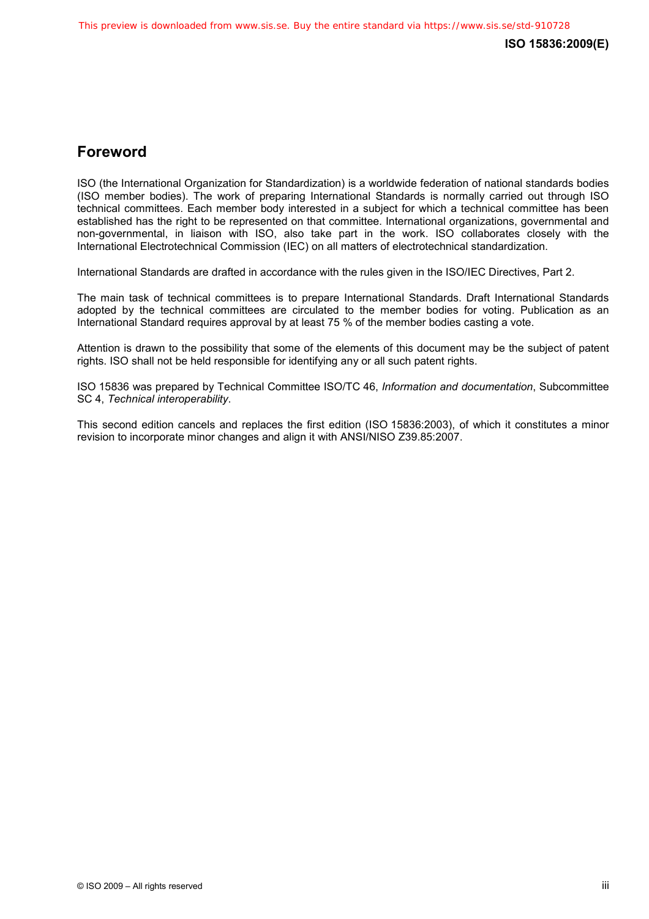## Foreword

ISO (the International Organization for Standardization) is a worldwide federation of national standards bodies (ISO member bodies). The work of preparing International Standards is normally carried out through ISO technical committees. Each member body interested in a subject for which a technical committee has been established has the right to be represented on that committee. International organizations, governmental and non-governmental, in liaison with ISO, also take part in the work. ISO collaborates closely with the International Electrotechnical Commission (IEC) on all matters of electrotechnical standardization.

International Standards are drafted in accordance with the rules given in the ISO/IEC Directives, Part 2.

The main task of technical committees is to prepare International Standards. Draft International Standards adopted by the technical committees are circulated to the member bodies for voting. Publication as an International Standard requires approval by at least 75 % of the member bodies casting a vote.

Attention is drawn to the possibility that some of the elements of this document may be the subject of patent rights. ISO shall not be held responsible for identifying any or all such patent rights.

ISO 15836 was prepared by Technical Committee ISO/TC 46, *Information and documentation*, Subcommittee SC 4, *Technical interoperability*.

This second edition cancels and replaces the first edition (ISO 15836:2003), of which it constitutes a minor revision to incorporate minor changes and align it with ANSI/NISO Z39.85:2007.